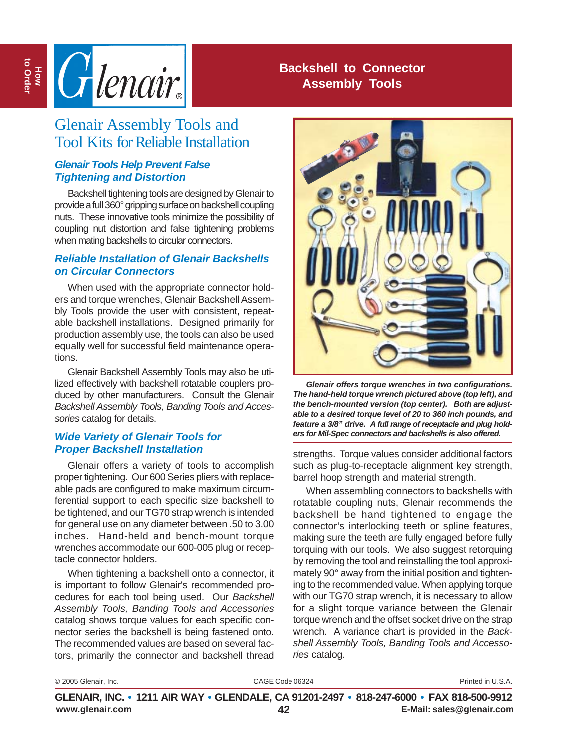# Backshell to Connector Assembly Tools

## Glenair Assembly Tools and Tool Kits for Reliable Installation

### *Glenair Tools Help Prevent False Tightening and Distortion*

Backshell tightening tools are designed by Glenair to provide a full 360° gripping surface on backshell coupling nuts. These innovative tools minimize the possibility of coupling nut distortion and false tightening problems when mating backshells to circular connectors.

### *Reliable Installation of Glenair Backshells on Circular Connectors*

When used with the appropriate connector holders and torque wrenches, Glenair Backshell Assembly Tools provide the user with consistent, repeatable backshell installations. Designed primarily for production assembly use, the tools can also be used equally well for successful field maintenance operations.

Glenair Backshell Assembly Tools may also be utilized effectively with backshell rotatable couplers produced by other manufacturers. Consult the Glenair *Backshell Assembly Tools, Banding Tools and Accessories* catalog for details.

### *Wide Variety of Glenair Tools for Proper Backshell Installation*

Glenair offers a variety of tools to accomplish proper tightening. Our 600 Series pliers with replaceable pads are configured to make maximum circumferential support to each specific size backshell to be tightened, and our TG70 strap wrench is intended for general use on any diameter between .50 to 3.00 inches. Hand-held and bench-mount torque wrenches accommodate our 600-005 plug or receptacle connector holders.

When tightening a backshell onto a connector, it is important to follow Glenair's recommended procedures for each tool being used. Our *Backshell Assembly Tools, Banding Tools and Accessories* catalog shows torque values for each specific connector series the backshell is being fastened onto. The recommended values are based on several factors, primarily the connector and backshell thread strengths. Torque values consider additional factors such as plug-to-receptacle alignment key strength, barrel hoop strength and material strength.

When assembling connectors to backshells with rotatable coupling nuts, Glenair recommends the backshell be hand tightened to engage the connector's interlocking teeth or spline features, making sure the teeth are fully engaged before fully torquing with our tools. We also suggest retorquing by removing the tool and reinstalling the tool approximately 90° away from the initial position and tightening to the recommended value. When applying torque with our TG70 strap wrench, it is necessary to allow for a slight torque variance between the Glenair torque wrench and the offset socket drive on the strap wrench. A variance chart is provided in the *Backshell Assembly Tools, Banding Tools and Accessories* catalog.

***Glenair offers torque wrenches in two configurations. The hand-held torque wrench pictured above (top left), and the bench-mounted version (top center). Both are adjustable to a desired torque level of 20 to 360 inch pounds, and feature a 3/8" drive. A full range of receptacle and plug holders for Mil-Spec connectors and backshells is also offered.***

© 2005 Glenair, Inc. CAGE Code 06324 Printed in U.S.A.

**GLENAIR, INC. • 1211 AIR WAY • GLENDALE, CA 91201-2497 • 818-247-6000 • FAX 818-500-9912**
**www.glenair.com** **E-Mail: sales@glenair.com**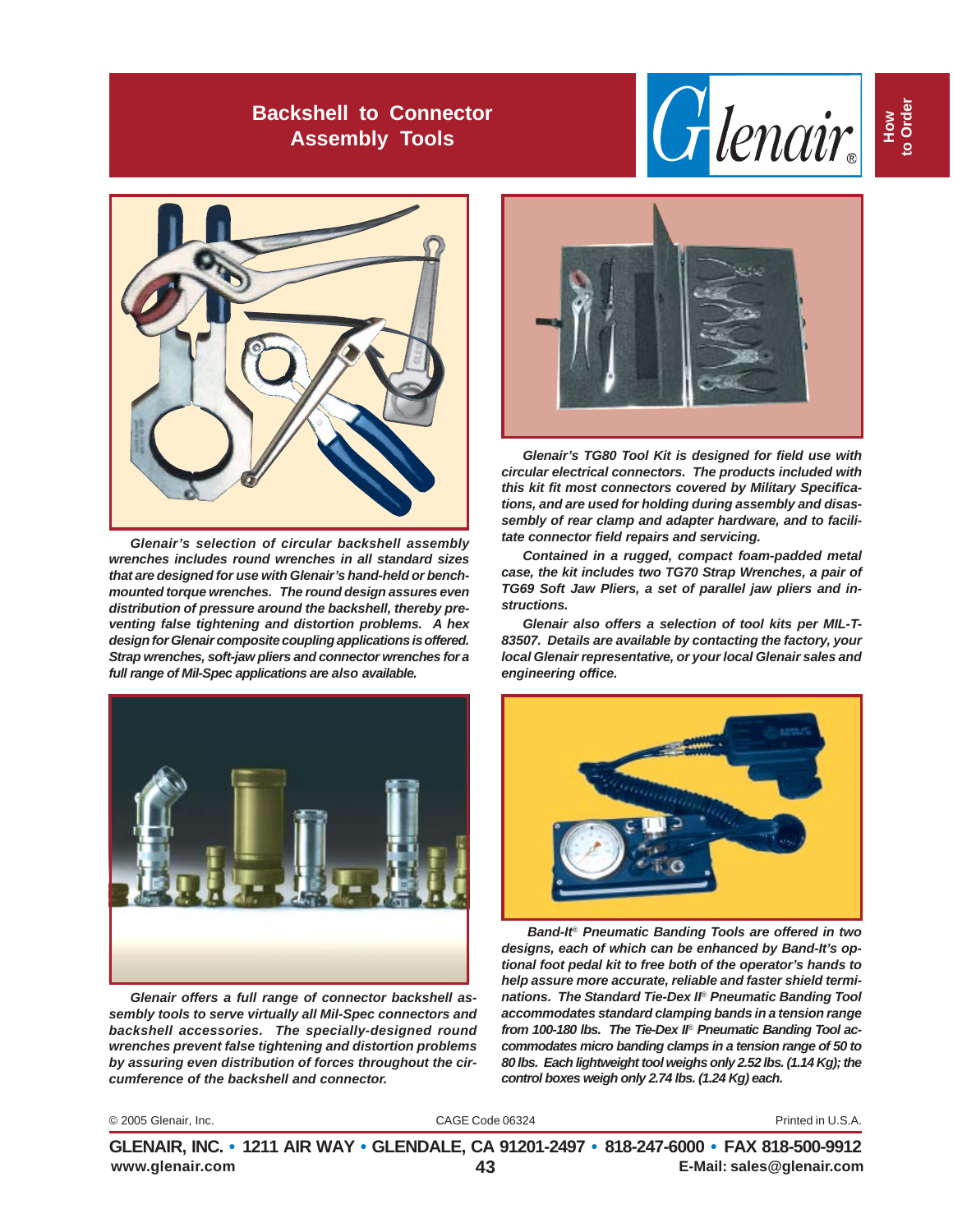# Backshell to Connector Assembly Tools

*Glenair's selection of circular backshell assembly wrenches includes round wrenches in all standard sizes that are designed for use with Glenair's hand-held or bench-mounted torque wrenches. The round design assures even distribution of pressure around the backshell, thereby preventing false tightening and distortion problems. A hex design for Glenair composite coupling applications is offered. Strap wrenches, soft-jaw pliers and connector wrenches for a full range of Mil-Spec applications are also available.*

*Glenair's TG80 Tool Kit is designed for field use with circular electrical connectors. The products included with this kit fit most connectors covered by Military Specifications, and are used for holding during assembly and disassembly of rear clamp and adapter hardware, and to facilitate connector field repairs and servicing.*

*Contained in a rugged, compact foam-padded metal case, the kit includes two TG70 Strap Wrenches, a pair of TG69 Soft Jaw Pliers, a set of parallel jaw pliers and instructions.*

*Glenair also offers a selection of tool kits per MIL-T-83507. Details are available by contacting the factory, your local Glenair representative, or your local Glenair sales and engineering office.*

*Glenair offers a full range of connector backshell assembly tools to serve virtually all Mil-Spec connectors and backshell accessories. The specially-designed round wrenches prevent false tightening and distortion problems by assuring even distribution of forces throughout the circumference of the backshell and connector.*

*Band-It® Pneumatic Banding Tools are offered in two designs, each of which can be enhanced by Band-It's optional foot pedal kit to free both of the operator's hands to help assure more accurate, reliable and faster shield terminations. The Standard Tie-Dex II® Pneumatic Banding Tool accommodates standard clamping bands in a tension range from 100-180 lbs. The Tie-Dex II® Pneumatic Banding Tool accommodates micro banding clamps in a tension range of 50 to 80 lbs. Each lightweight tool weighs only 2.52 lbs. (1.14 Kg); the control boxes weigh only 2.74 lbs. (1.24 Kg) each.*

© 2005 Glenair, Inc. CAGE Code 06324 Printed in U.S.A.

**GLENAIR, INC. • 1211 AIR WAY • GLENDALE, CA 91201-2497 • 818-247-6000 • FAX 818-500-9912**
**www.glenair.com** **E-Mail: sales@glenair.com**